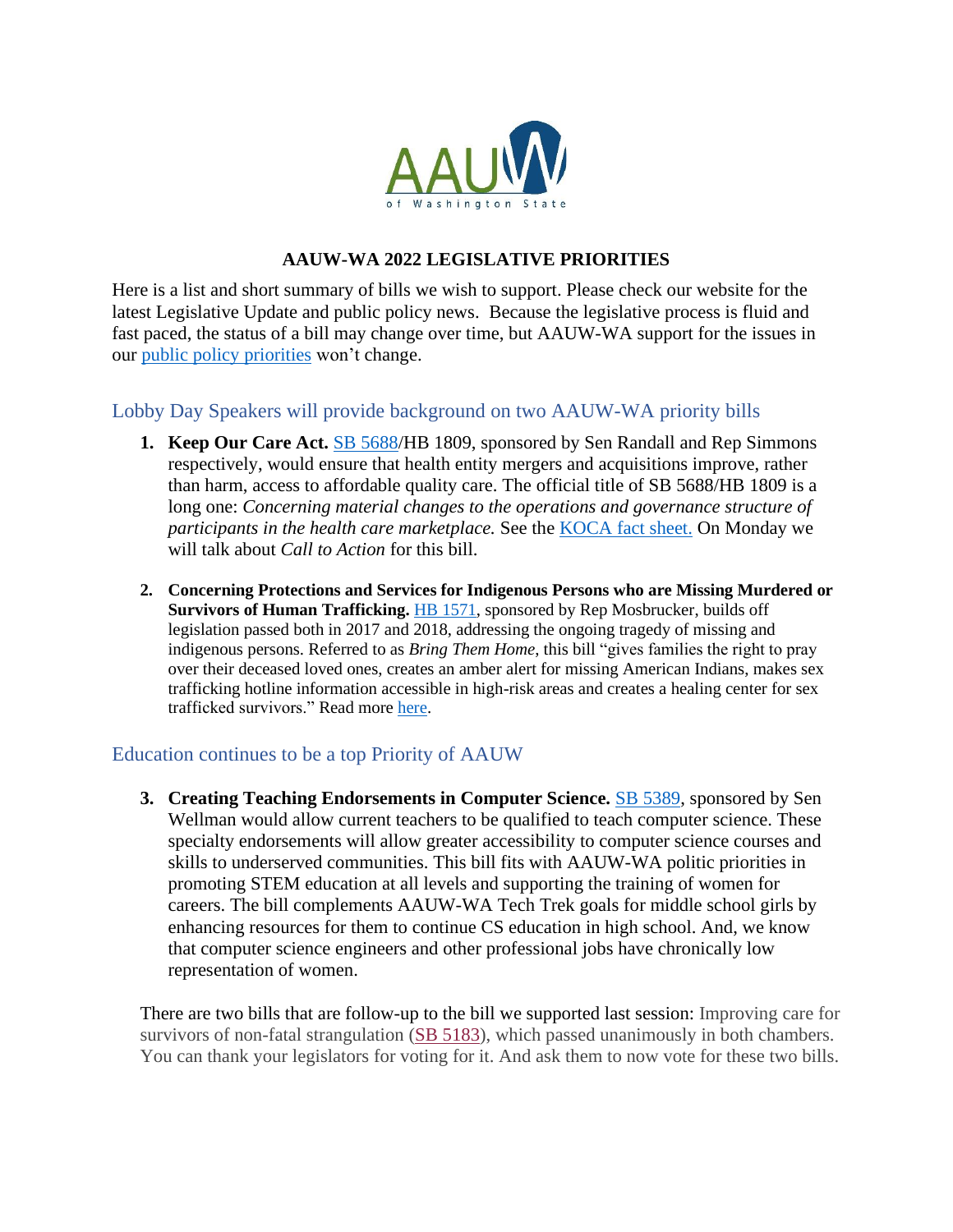AAUW of Washington State

# AAUW-WA 2022 LEGISLATIVE PRIORITIES

Here is a list and short summary of bills we wish to support. Please check our website for the latest Legislative Update and public policy news. Because the legislative process is fluid and fast paced, the status of a bill may change over time, but AAUW-WA support for the issues in our public policy priorities won't change.

## Lobby Day Speakers will provide background on two AAUW-WA priority bills

1. **Keep Our Care Act.** SB 5688/HB 1809, sponsored by Sen Randall and Rep Simmons respectively, would ensure that health entity mergers and acquisitions improve, rather than harm, access to affordable quality care. The official title of SB 5688/HB 1809 is a long one: *Concerning material changes to the operations and governance structure of participants in the health care marketplace.* See the KOCA fact sheet. On Monday we will talk about *Call to Action* for this bill.

2. **Concerning Protections and Services for Indigenous Persons who are Missing Murdered or Survivors of Human Trafficking.** HB 1571, sponsored by Rep Mosbrucker, builds off legislation passed both in 2017 and 2018, addressing the ongoing tragedy of missing and indigenous persons. Referred to as *Bring Them Home*, this bill "gives families the right to pray over their deceased loved ones, creates an amber alert for missing American Indians, makes sex trafficking hotline information accessible in high-risk areas and creates a healing center for sex trafficked survivors." Read more here.

## Education continues to be a top Priority of AAUW

3. **Creating Teaching Endorsements in Computer Science.** SB 5389, sponsored by Sen Wellman would allow current teachers to be qualified to teach computer science. These specialty endorsements will allow greater accessibility to computer science courses and skills to underserved communities. This bill fits with AAUW-WA politic priorities in promoting STEM education at all levels and supporting the training of women for careers. The bill complements AAUW-WA Tech Trek goals for middle school girls by enhancing resources for them to continue CS education in high school. And, we know that computer science engineers and other professional jobs have chronically low representation of women.

There are two bills that are follow-up to the bill we supported last session: Improving care for survivors of non-fatal strangulation (SB 5183), which passed unanimously in both chambers. You can thank your legislators for voting for it. And ask them to now vote for these two bills.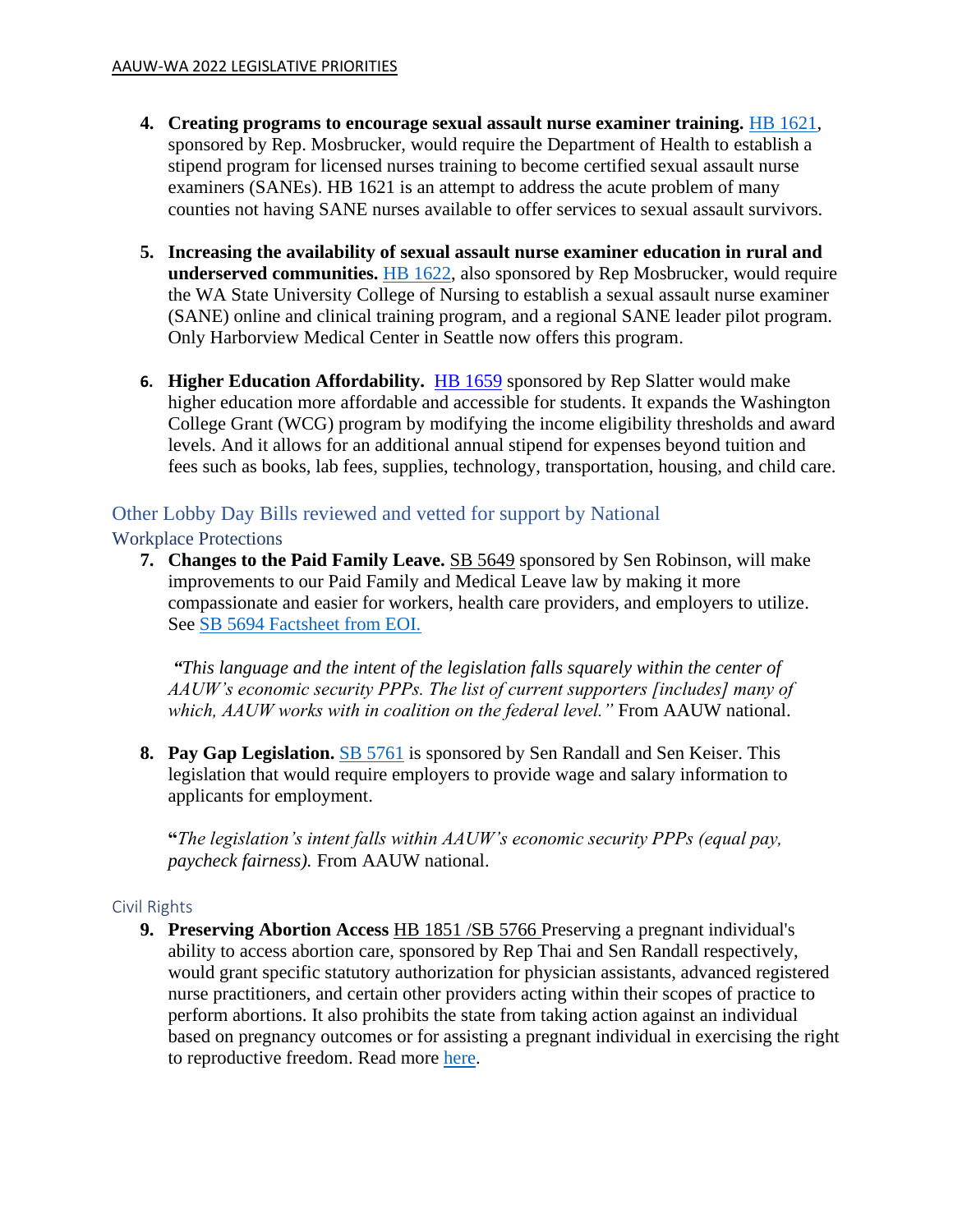4. **Creating programs to encourage sexual assault nurse examiner training.** HB 1621, sponsored by Rep. Mosbrucker, would require the Department of Health to establish a stipend program for licensed nurses training to become certified sexual assault nurse examiners (SANEs). HB 1621 is an attempt to address the acute problem of many counties not having SANE nurses available to offer services to sexual assault survivors.

5. **Increasing the availability of sexual assault nurse examiner education in rural and underserved communities.** HB 1622, also sponsored by Rep Mosbrucker, would require the WA State University College of Nursing to establish a sexual assault nurse examiner (SANE) online and clinical training program, and a regional SANE leader pilot program. Only Harborview Medical Center in Seattle now offers this program.

6. **Higher Education Affordability.** HB 1659 sponsored by Rep Slatter would make higher education more affordable and accessible for students. It expands the Washington College Grant (WCG) program by modifying the income eligibility thresholds and award levels. And it allows for an additional annual stipend for expenses beyond tuition and fees such as books, lab fees, supplies, technology, transportation, housing, and child care.

## Other Lobby Day Bills reviewed and vetted for support by National

### Workplace Protections

7. **Changes to the Paid Family Leave.** SB 5649 sponsored by Sen Robinson, will make improvements to our Paid Family and Medical Leave law by making it more compassionate and easier for workers, health care providers, and employers to utilize. See SB 5694 Factsheet from EOI.

   *"This language and the intent of the legislation falls squarely within the center of AAUW's economic security PPPs. The list of current supporters [includes] many of which, AAUW works with in coalition on the federal level."* From AAUW national.

8. **Pay Gap Legislation.** SB 5761 is sponsored by Sen Randall and Sen Keiser. This legislation that would require employers to provide wage and salary information to applicants for employment.

   **"***The legislation's intent falls within AAUW's economic security PPPs (equal pay, paycheck fairness).* From AAUW national.

### Civil Rights

9. **Preserving Abortion Access** HB 1851 /SB 5766 Preserving a pregnant individual's ability to access abortion care, sponsored by Rep Thai and Sen Randall respectively, would grant specific statutory authorization for physician assistants, advanced registered nurse practitioners, and certain other providers acting within their scopes of practice to perform abortions. It also prohibits the state from taking action against an individual based on pregnancy outcomes or for assisting a pregnant individual in exercising the right to reproductive freedom. Read more here.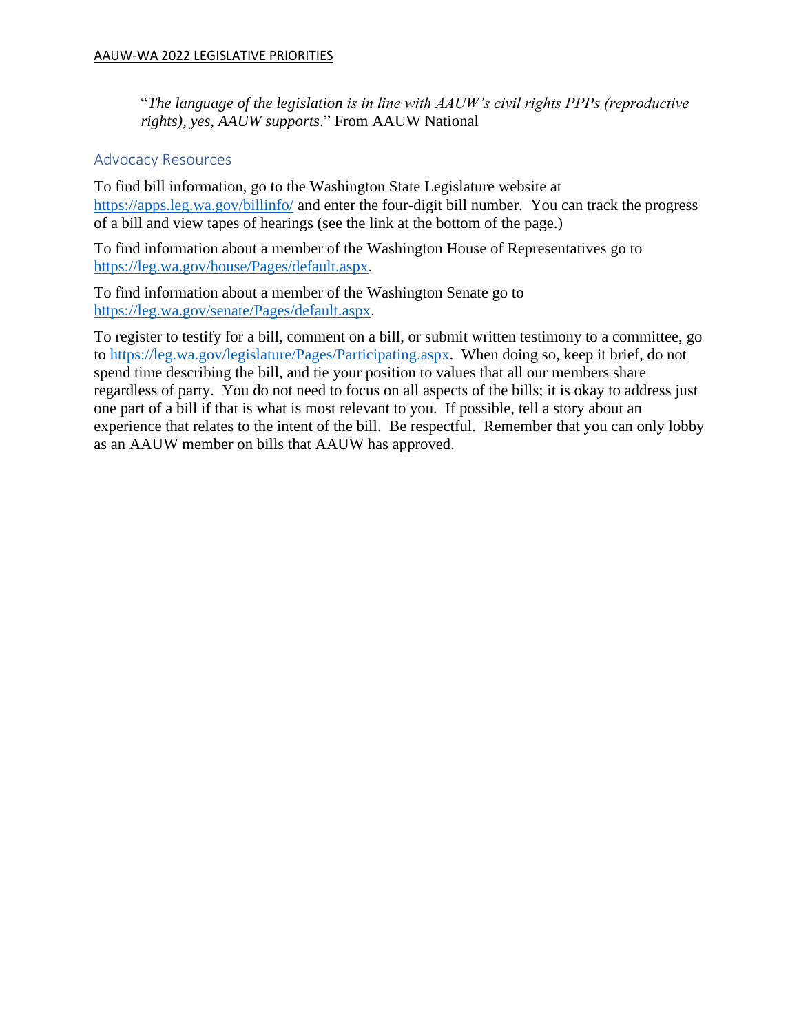"*The language of the legislation is in line with AAUW's civil rights PPPs (reproductive rights), yes, AAUW supports*." From AAUW National

## Advocacy Resources

To find bill information, go to the Washington State Legislature website at https://apps.leg.wa.gov/billinfo/ and enter the four-digit bill number. You can track the progress of a bill and view tapes of hearings (see the link at the bottom of the page.)

To find information about a member of the Washington House of Representatives go to https://leg.wa.gov/house/Pages/default.aspx.

To find information about a member of the Washington Senate go to https://leg.wa.gov/senate/Pages/default.aspx.

To register to testify for a bill, comment on a bill, or submit written testimony to a committee, go to https://leg.wa.gov/legislature/Pages/Participating.aspx. When doing so, keep it brief, do not spend time describing the bill, and tie your position to values that all our members share regardless of party. You do not need to focus on all aspects of the bills; it is okay to address just one part of a bill if that is what is most relevant to you. If possible, tell a story about an experience that relates to the intent of the bill. Be respectful. Remember that you can only lobby as an AAUW member on bills that AAUW has approved.